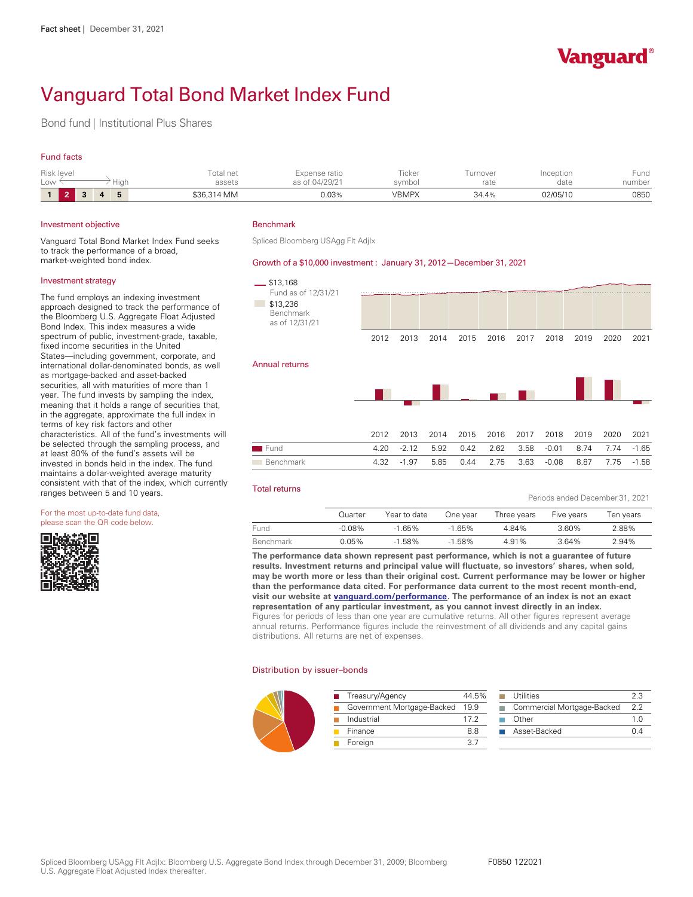Fact sheet | December 31, 2021

Vanguard

# Vanguard Total Bond Market Index Fund

Bond fund | Institutional Plus Shares

## Fund facts

| Risk level Low → High | Total net assets | Expense ratio as of 04/29/21 | Ticker symbol | Turnover rate | Inception date | Fund number |
|---|---|---|---|---|---|---|
| 1 **2** 3 4 5 | $36,314 MM | 0.03% | VBMPX | 34.4% | 02/05/10 | 0850 |

### Investment objective

Vanguard Total Bond Market Index Fund seeks to track the performance of a broad, market-weighted bond index.

### Investment strategy

The fund employs an indexing investment approach designed to track the performance of the Bloomberg U.S. Aggregate Float Adjusted Bond Index. This index measures a wide spectrum of public, investment-grade, taxable, fixed income securities in the United States—including government, corporate, and international dollar-denominated bonds, as well as mortgage-backed and asset-backed securities, all with maturities of more than 1 year. The fund invests by sampling the index, meaning that it holds a range of securities that, in the aggregate, approximate the full index in terms of key risk factors and other characteristics. All of the fund's investments will be selected through the sampling process, and at least 80% of the fund's assets will be invested in bonds held in the index. The fund maintains a dollar-weighted average maturity consistent with that of the index, which currently ranges between 5 and 10 years.

For the most up-to-date fund data, please scan the QR code below.

### Benchmark

Spliced Bloomberg USAgg Flt Adjlx

### Growth of a $10,000 investment : January 31, 2012—December 31, 2021

$13,168
Fund as of 12/31/21
$13,236
Benchmark
as of 12/31/21

2012 2013 2014 2015 2016 2017 2018 2019 2020 2021

### Annual returns

| | 2012 | 2013 | 2014 | 2015 | 2016 | 2017 | 2018 | 2019 | 2020 | 2021 |
|---|---|---|---|---|---|---|---|---|---|---|
| Fund | 4.20 | -2.12 | 5.92 | 0.42 | 2.62 | 3.58 | -0.01 | 8.74 | 7.74 | -1.65 |
| Benchmark | 4.32 | -1.97 | 5.85 | 0.44 | 2.75 | 3.63 | -0.08 | 8.87 | 7.75 | -1.58 |

### Total returns

Periods ended December 31, 2021

| | Quarter | Year to date | One year | Three years | Five years | Ten years |
|---|---|---|---|---|---|---|
| Fund | -0.08% | -1.65% | -1.65% | 4.84% | 3.60% | 2.88% |
| Benchmark | 0.05% | -1.58% | -1.58% | 4.91% | 3.64% | 2.94% |

**The performance data shown represent past performance, which is not a guarantee of future results. Investment returns and principal value will fluctuate, so investors' shares, when sold, may be worth more or less than their original cost. Current performance may be lower or higher than the performance data cited. For performance data current to the most recent month-end, visit our website at vanguard.com/performance. The performance of an index is not an exact representation of any particular investment, as you cannot invest directly in an index.** Figures for periods of less than one year are cumulative returns. All other figures represent average annual returns. Performance figures include the reinvestment of all dividends and any capital gains distributions. All returns are net of expenses.

### Distribution by issuer–bonds

| | | | |
|---|---|---|---|
| Treasury/Agency | 44.5% | Utilities | 2.3 |
| Government Mortgage-Backed | 19.9 | Commercial Mortgage-Backed | 2.2 |
| Industrial | 17.2 | Other | 1.0 |
| Finance | 8.8 | Asset-Backed | 0.4 |
| Foreign | 3.7 | | |

Spliced Bloomberg USAgg Flt Adjlx: Bloomberg U.S. Aggregate Bond Index through December 31, 2009; Bloomberg U.S. Aggregate Float Adjusted Index thereafter.

F0850 122021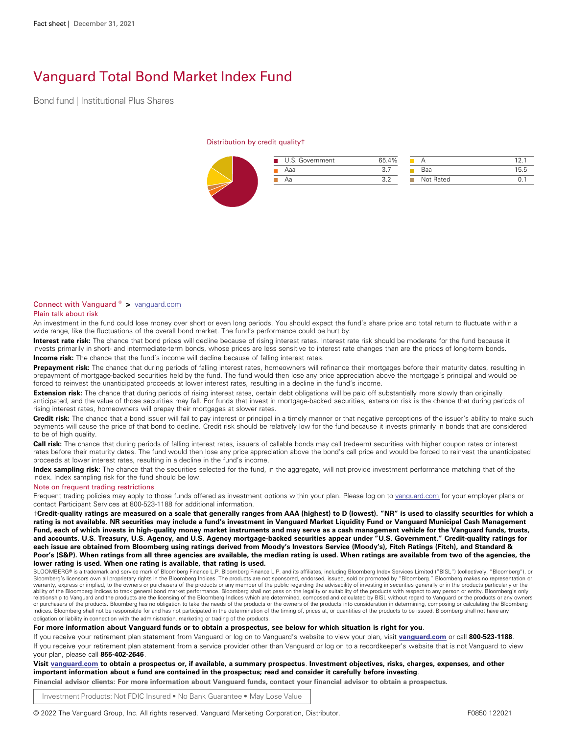Fact sheet | December 31, 2021

# Vanguard Total Bond Market Index Fund

Bond fund | Institutional Plus Shares

## Distribution by credit quality†

| | | | |
|---|---|---|---|
| U.S. Government | 65.4% | A | 12.1 |
| Aaa | 3.7 | Baa | 15.5 |
| Aa | 3.2 | Not Rated | 0.1 |

Connect with Vanguard ® > vanguard.com

## Plain talk about risk

An investment in the fund could lose money over short or even long periods. You should expect the fund's share price and total return to fluctuate within a wide range, like the fluctuations of the overall bond market. The fund's performance could be hurt by:

**Interest rate risk:** The chance that bond prices will decline because of rising interest rates. Interest rate risk should be moderate for the fund because it invests primarily in short- and intermediate-term bonds, whose prices are less sensitive to interest rate changes than are the prices of long-term bonds.

**Income risk:** The chance that the fund's income will decline because of falling interest rates.

**Prepayment risk:** The chance that during periods of falling interest rates, homeowners will refinance their mortgages before their maturity dates, resulting in prepayment of mortgage-backed securities held by the fund. The fund would then lose any price appreciation above the mortgage's principal and would be forced to reinvest the unanticipated proceeds at lower interest rates, resulting in a decline in the fund's income.

**Extension risk:** The chance that during periods of rising interest rates, certain debt obligations will be paid off substantially more slowly than originally anticipated, and the value of those securities may fall. For funds that invest in mortgage-backed securities, extension risk is the chance that during periods of rising interest rates, homeowners will prepay their mortgages at slower rates.

**Credit risk:** The chance that a bond issuer will fail to pay interest or principal in a timely manner or that negative perceptions of the issuer's ability to make such payments will cause the price of that bond to decline. Credit risk should be relatively low for the fund because it invests primarily in bonds that are considered to be of high quality.

**Call risk:** The chance that during periods of falling interest rates, issuers of callable bonds may call (redeem) securities with higher coupon rates or interest rates before their maturity dates. The fund would then lose any price appreciation above the bond's call price and would be forced to reinvest the unanticipated proceeds at lower interest rates, resulting in a decline in the fund's income.

**Index sampling risk:** The chance that the securities selected for the fund, in the aggregate, will not provide investment performance matching that of the index. Index sampling risk for the fund should be low.

## Note on frequent trading restrictions

Frequent trading policies may apply to those funds offered as investment options within your plan. Please log on to vanguard.com for your employer plans or contact Participant Services at 800-523-1188 for additional information.

**†Credit-quality ratings are measured on a scale that generally ranges from AAA (highest) to D (lowest). "NR" is used to classify securities for which a rating is not available. NR securities may include a fund's investment in Vanguard Market Liquidity Fund or Vanguard Municipal Cash Management Fund, each of which invests in high-quality money market instruments and may serve as a cash management vehicle for the Vanguard funds, trusts, and accounts. U.S. Treasury, U.S. Agency, and U.S. Agency mortgage-backed securities appear under "U.S. Government." Credit-quality ratings for each issue are obtained from Bloomberg using ratings derived from Moody's Investors Service (Moody's), Fitch Ratings (Fitch), and Standard & Poor's (S&P). When ratings from all three agencies are available, the median rating is used. When ratings are available from two of the agencies, the lower rating is used. When one rating is available, that rating is used.**

BLOOMBERG® is a trademark and service mark of Bloomberg Finance L.P. Bloomberg Finance L.P. and its affiliates, including Bloomberg Index Services Limited ("BISL") (collectively, "Bloomberg"), or Bloomberg's licensors own all proprietary rights in the Bloomberg Indices. The products are not sponsored, endorsed, issued, sold or promoted by "Bloomberg." Bloomberg makes no representation or warranty, express or implied, to the owners or purchasers of the products or any member of the public regarding the advisability of investing in securities generally or in the products particularly or the ability of the Bloomberg Indices to track general bond market performance. Bloomberg shall not pass on the legality or suitability of the products with respect to any person or entity. Bloomberg's only relationship to Vanguard and the products are the licensing of the Bloomberg Indices which are determined, composed and calculated by BISL without regard to Vanguard or the products or any owners or purchasers of the products. Bloomberg has no obligation to take the needs of the products or the owners of the products into consideration in determining, composing or calculating the Bloomberg Indices. Bloomberg shall not be responsible for and has not participated in the determination of the timing of, prices at, or quantities of the products to be issued. Bloomberg shall not have any obligation or liability in connection with the administration, marketing or trading of the products.

**For more information about Vanguard funds or to obtain a prospectus, see below for which situation is right for you**.

If you receive your retirement plan statement from Vanguard or log on to Vanguard's website to view your plan, visit **vanguard.com** or call **800-523-1188**.

If you receive your retirement plan statement from a service provider other than Vanguard or log on to a recordkeeper's website that is not Vanguard to view your plan, please call **855-402-2646**.

**Visit vanguard.com to obtain a prospectus or, if available, a summary prospectus**. **Investment objectives, risks, charges, expenses, and other important information about a fund are contained in the prospectus; read and consider it carefully before investing**.

**Financial advisor clients: For more information about Vanguard funds, contact your financial advisor to obtain a prospectus.**

Investment Products: Not FDIC Insured • No Bank Guarantee • May Lose Value

© 2022 The Vanguard Group, Inc. All rights reserved. Vanguard Marketing Corporation, Distributor.

F0850 122021